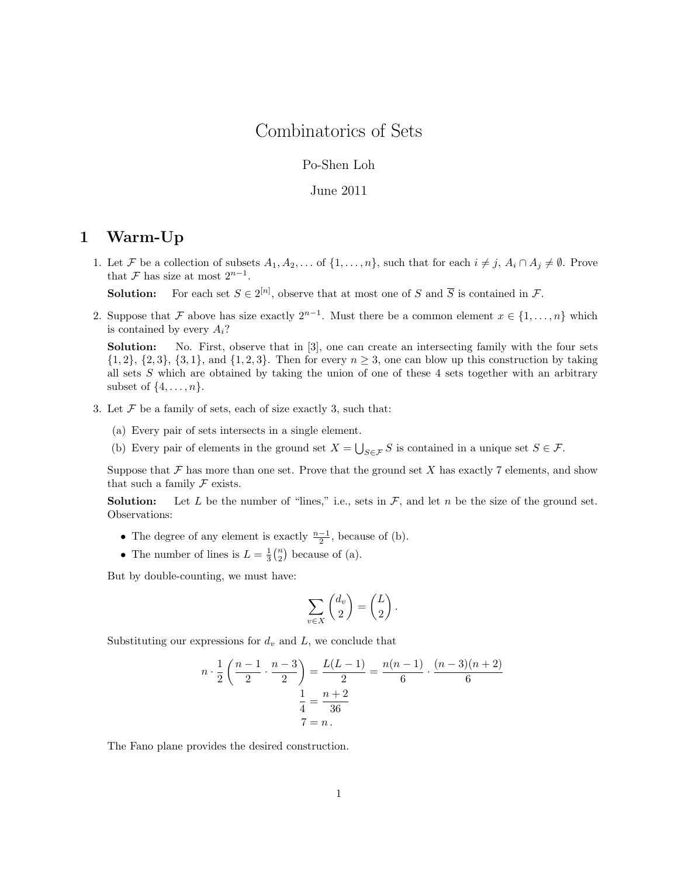# Combinatorics of Sets

Po-Shen Loh

June 2011

## 1 Warm-Up

1. Let $\mathcal{F}$ be a collection of subsets $A_1, A_2, \ldots$ of $\{1, \ldots, n\}$, such that for each $i \neq j$, $A_i \cap A_j \neq \emptyset$. Prove that $\mathcal{F}$ has size at most $2^{n-1}$.

   **Solution:** For each set $S \in 2^{[n]}$, observe that at most one of $S$ and $\overline{S}$ is contained in $\mathcal{F}$.

2. Suppose that $\mathcal{F}$ above has size exactly $2^{n-1}$. Must there be a common element $x \in \{1, \ldots, n\}$ which is contained by every $A_i$?

   **Solution:** No. First, observe that in [3], one can create an intersecting family with the four sets $\{1, 2\}$, $\{2, 3\}$, $\{3, 1\}$, and $\{1, 2, 3\}$. Then for every $n \geq 3$, one can blow up this construction by taking all sets $S$ which are obtained by taking the union of one of these 4 sets together with an arbitrary subset of $\{4, \ldots, n\}$.

3. Let $\mathcal{F}$ be a family of sets, each of size exactly 3, such that:

   (a) Every pair of sets intersects in a single element.

   (b) Every pair of elements in the ground set $X = \bigcup_{S \in \mathcal{F}} S$ is contained in a unique set $S \in \mathcal{F}$.

   Suppose that $\mathcal{F}$ has more than one set. Prove that the ground set $X$ has exactly 7 elements, and show that such a family $\mathcal{F}$ exists.

   **Solution:** Let $L$ be the number of "lines," i.e., sets in $\mathcal{F}$, and let $n$ be the size of the ground set. Observations:

   - The degree of any element is exactly $\frac{n-1}{2}$, because of (b).
   - The number of lines is $L = \frac{1}{3}\binom{n}{2}$ because of (a).

   But by double-counting, we must have:

   $$\sum_{v \in X} \binom{d_v}{2} = \binom{L}{2}.$$

   Substituting our expressions for $d_v$ and $L$, we conclude that

   $$n \cdot \frac{1}{2}\left(\frac{n-1}{2} \cdot \frac{n-3}{2}\right) = \frac{L(L-1)}{2} = \frac{n(n-1)}{6} \cdot \frac{(n-3)(n+2)}{6}$$

   $$\frac{1}{4} = \frac{n+2}{36}$$

   $$7 = n.$$

   The Fano plane provides the desired construction.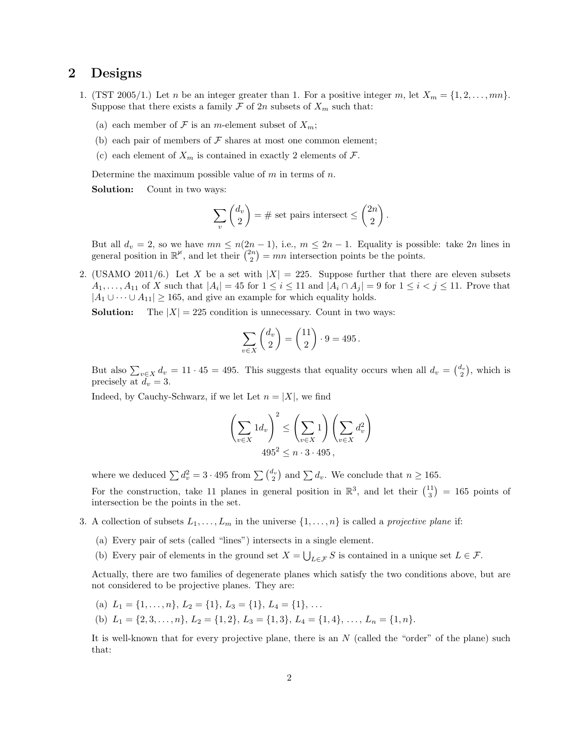## 2 Designs

1. (TST 2005/1.) Let $n$ be an integer greater than 1. For a positive integer $m$, let $X_m = \{1, 2, \ldots, mn\}$. Suppose that there exists a family $\mathcal{F}$ of $2n$ subsets of $X_m$ such that:

   (a) each member of $\mathcal{F}$ is an $m$-element subset of $X_m$;

   (b) each pair of members of $\mathcal{F}$ shares at most one common element;

   (c) each element of $X_m$ is contained in exactly 2 elements of $\mathcal{F}$.

   Determine the maximum possible value of $m$ in terms of $n$.

   **Solution:** Count in two ways:

   $$\sum_v \binom{d_v}{2} = \text{\# set pairs intersect} \le \binom{2n}{2}.$$

   But all $d_v = 2$, so we have $mn \le n(2n-1)$, i.e., $m \le 2n - 1$. Equality is possible: take $2n$ lines in general position in $\mathbb{R}^{\not{2}}$, and let their $\binom{2n}{2} = mn$ intersection points be the points.

2. (USAMO 2011/6.) Let $X$ be a set with $|X| = 225$. Suppose further that there are eleven subsets $A_1, \ldots, A_{11}$ of $X$ such that $|A_i| = 45$ for $1 \le i \le 11$ and $|A_i \cap A_j| = 9$ for $1 \le i < j \le 11$. Prove that $|A_1 \cup \cdots \cup A_{11}| \ge 165$, and give an example for which equality holds.

   **Solution:** The $|X| = 225$ condition is unnecessary. Count in two ways:

   $$\sum_{v \in X} \binom{d_v}{2} = \binom{11}{2} \cdot 9 = 495.$$

   But also $\sum_{v \in X} d_v = 11 \cdot 45 = 495$. This suggests that equality occurs when all $d_v = \binom{d_v}{2}$, which is precisely at $d_v = 3$.

   Indeed, by Cauchy-Schwarz, if we let Let $n = |X|$, we find

   $$\left(\sum_{v \in X} 1 d_v\right)^2 \le \left(\sum_{v \in X} 1\right)\left(\sum_{v \in X} d_v^2\right)$$
   $$495^2 \le n \cdot 3 \cdot 495,$$

   where we deduced $\sum d_v^2 = 3 \cdot 495$ from $\sum \binom{d_v}{2}$ and $\sum d_v$. We conclude that $n \ge 165$.

   For the construction, take 11 planes in general position in $\mathbb{R}^3$, and let their $\binom{11}{3} = 165$ points of intersection be the points in the set.

3. A collection of subsets $L_1, \ldots, L_m$ in the universe $\{1, \ldots, n\}$ is called a *projective plane* if:

   (a) Every pair of sets (called "lines") intersects in a single element.

   (b) Every pair of elements in the ground set $X = \bigcup_{L \in \mathcal{F}} S$ is contained in a unique set $L \in \mathcal{F}$.

   Actually, there are two families of degenerate planes which satisfy the two conditions above, but are not considered to be projective planes. They are:

   (a) $L_1 = \{1, \ldots, n\}$, $L_2 = \{1\}$, $L_3 = \{1\}$, $L_4 = \{1\}$, ...

   (b) $L_1 = \{2, 3, \ldots, n\}$, $L_2 = \{1, 2\}$, $L_3 = \{1, 3\}$, $L_4 = \{1, 4\}$, ..., $L_n = \{1, n\}$.

   It is well-known that for every projective plane, there is an $N$ (called the "order" of the plane) such that: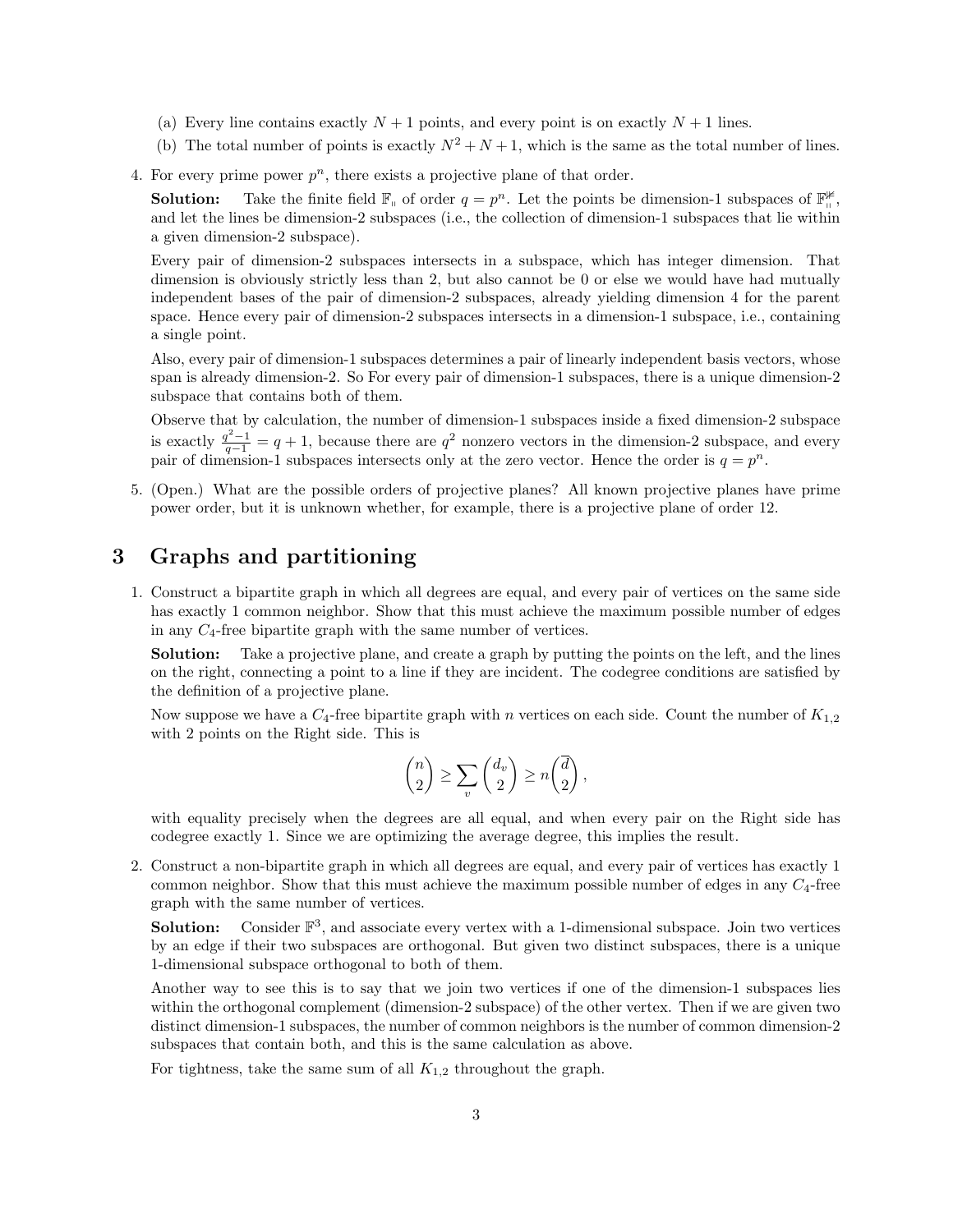(a) Every line contains exactly $N+1$ points, and every point is on exactly $N+1$ lines.

(b) The total number of points is exactly $N^2+N+1$, which is the same as the total number of lines.

4. For every prime power $p^n$, there exists a projective plane of that order.

   **Solution:** Take the finite field $\mathbb{F}_q$ of order $q = p^n$. Let the points be dimension-1 subspaces of $\mathbb{F}_q^3$, and let the lines be dimension-2 subspaces (i.e., the collection of dimension-1 subspaces that lie within a given dimension-2 subspace).

   Every pair of dimension-2 subspaces intersects in a subspace, which has integer dimension. That dimension is obviously strictly less than 2, but also cannot be 0 or else we would have had mutually independent bases of the pair of dimension-2 subspaces, already yielding dimension 4 for the parent space. Hence every pair of dimension-2 subspaces intersects in a dimension-1 subspace, i.e., containing a single point.

   Also, every pair of dimension-1 subspaces determines a pair of linearly independent basis vectors, whose span is already dimension-2. So For every pair of dimension-1 subspaces, there is a unique dimension-2 subspace that contains both of them.

   Observe that by calculation, the number of dimension-1 subspaces inside a fixed dimension-2 subspace is exactly $\frac{q^2-1}{q-1} = q+1$, because there are $q^2$ nonzero vectors in the dimension-2 subspace, and every pair of dimension-1 subspaces intersects only at the zero vector. Hence the order is $q = p^n$.

5. (Open.) What are the possible orders of projective planes? All known projective planes have prime power order, but it is unknown whether, for example, there is a projective plane of order 12.

# 3 Graphs and partitioning

1. Construct a bipartite graph in which all degrees are equal, and every pair of vertices on the same side has exactly 1 common neighbor. Show that this must achieve the maximum possible number of edges in any $C_4$-free bipartite graph with the same number of vertices.

   **Solution:** Take a projective plane, and create a graph by putting the points on the left, and the lines on the right, connecting a point to a line if they are incident. The codegree conditions are satisfied by the definition of a projective plane.

   Now suppose we have a $C_4$-free bipartite graph with $n$ vertices on each side. Count the number of $K_{1,2}$ with 2 points on the Right side. This is

   $$\binom{n}{2} \geq \sum_v \binom{d_v}{2} \geq n\binom{\overline{d}}{2},$$

   with equality precisely when the degrees are all equal, and when every pair on the Right side has codegree exactly 1. Since we are optimizing the average degree, this implies the result.

2. Construct a non-bipartite graph in which all degrees are equal, and every pair of vertices has exactly 1 common neighbor. Show that this must achieve the maximum possible number of edges in any $C_4$-free graph with the same number of vertices.

   **Solution:** Consider $\mathbb{F}^3$, and associate every vertex with a 1-dimensional subspace. Join two vertices by an edge if their two subspaces are orthogonal. But given two distinct subspaces, there is a unique 1-dimensional subspace orthogonal to both of them.

   Another way to see this is to say that we join two vertices if one of the dimension-1 subspaces lies within the orthogonal complement (dimension-2 subspace) of the other vertex. Then if we are given two distinct dimension-1 subspaces, the number of common neighbors is the number of common dimension-2 subspaces that contain both, and this is the same calculation as above.

   For tightness, take the same sum of all $K_{1,2}$ throughout the graph.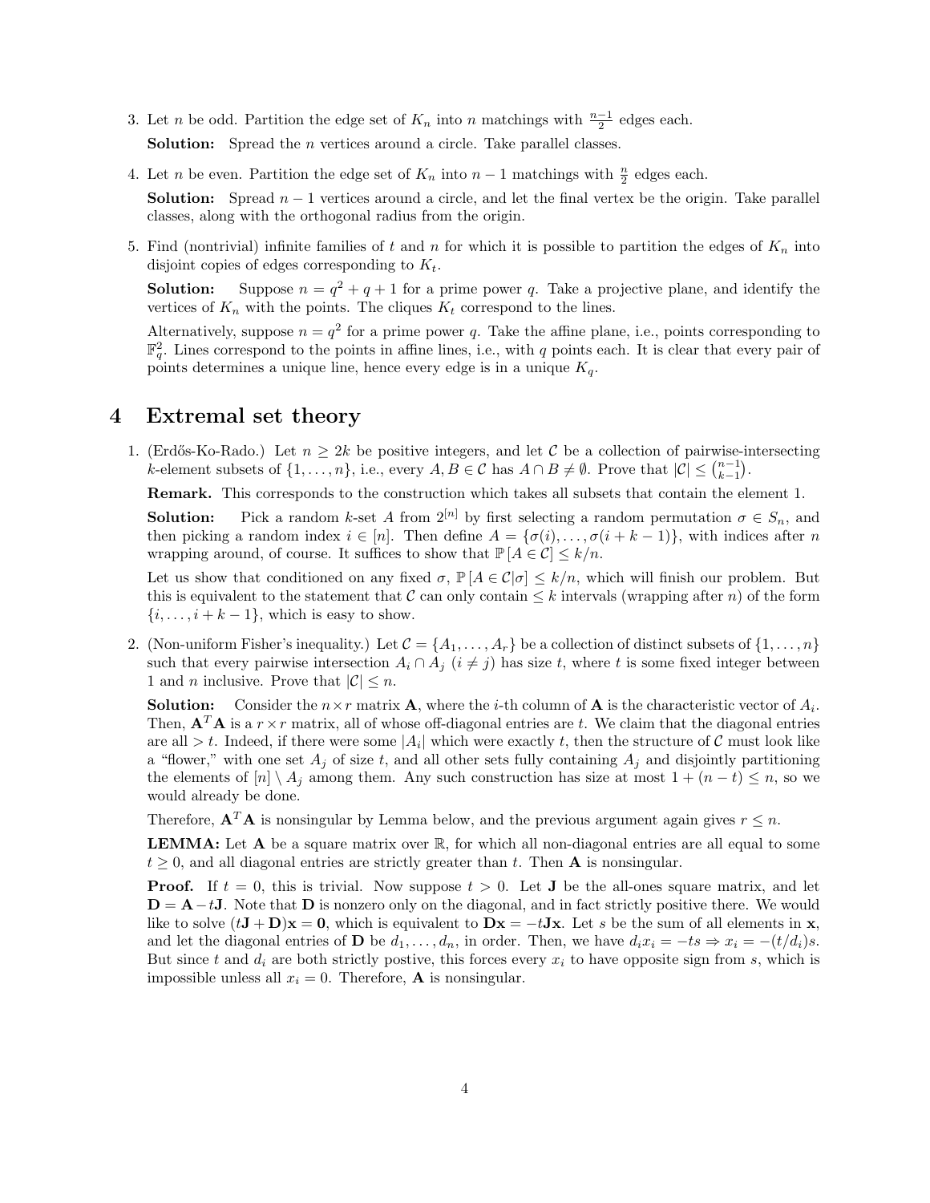3. Let $n$ be odd. Partition the edge set of $K_n$ into $n$ matchings with $\frac{n-1}{2}$ edges each.

   **Solution:** Spread the $n$ vertices around a circle. Take parallel classes.

4. Let $n$ be even. Partition the edge set of $K_n$ into $n-1$ matchings with $\frac{n}{2}$ edges each.

   **Solution:** Spread $n-1$ vertices around a circle, and let the final vertex be the origin. Take parallel classes, along with the orthogonal radius from the origin.

5. Find (nontrivial) infinite families of $t$ and $n$ for which it is possible to partition the edges of $K_n$ into disjoint copies of edges corresponding to $K_t$.

   **Solution:** Suppose $n = q^2 + q + 1$ for a prime power $q$. Take a projective plane, and identify the vertices of $K_n$ with the points. The cliques $K_t$ correspond to the lines.

   Alternatively, suppose $n = q^2$ for a prime power $q$. Take the affine plane, i.e., points corresponding to $\mathbb{F}_q^2$. Lines correspond to the points in affine lines, i.e., with $q$ points each. It is clear that every pair of points determines a unique line, hence every edge is in a unique $K_q$.

# 4 Extremal set theory

1. (Erdős-Ko-Rado.) Let $n \geq 2k$ be positive integers, and let $\mathcal{C}$ be a collection of pairwise-intersecting $k$-element subsets of $\{1, \ldots, n\}$, i.e., every $A, B \in \mathcal{C}$ has $A \cap B \neq \emptyset$. Prove that $|\mathcal{C}| \leq \binom{n-1}{k-1}$.

   **Remark.** This corresponds to the construction which takes all subsets that contain the element 1.

   **Solution:** Pick a random $k$-set $A$ from $2^{[n]}$ by first selecting a random permutation $\sigma \in S_n$, and then picking a random index $i \in [n]$. Then define $A = \{\sigma(i), \ldots, \sigma(i+k-1)\}$, with indices after $n$ wrapping around, of course. It suffices to show that $\mathbb{P}[A \in \mathcal{C}] \leq k/n$.

   Let us show that conditioned on any fixed $\sigma$, $\mathbb{P}[A \in \mathcal{C} | \sigma] \leq k/n$, which will finish our problem. But this is equivalent to the statement that $\mathcal{C}$ can only contain $\leq k$ intervals (wrapping after $n$) of the form $\{i, \ldots, i+k-1\}$, which is easy to show.

2. (Non-uniform Fisher's inequality.) Let $\mathcal{C} = \{A_1, \ldots, A_r\}$ be a collection of distinct subsets of $\{1, \ldots, n\}$ such that every pairwise intersection $A_i \cap A_j$ ($i \neq j$) has size $t$, where $t$ is some fixed integer between 1 and $n$ inclusive. Prove that $|\mathcal{C}| \leq n$.

   **Solution:** Consider the $n \times r$ matrix $\mathbf{A}$, where the $i$-th column of $\mathbf{A}$ is the characteristic vector of $A_i$. Then, $\mathbf{A}^T\mathbf{A}$ is a $r \times r$ matrix, all of whose off-diagonal entries are $t$. We claim that the diagonal entries are all $> t$. Indeed, if there were some $|A_i|$ which were exactly $t$, then the structure of $\mathcal{C}$ must look like a "flower," with one set $A_j$ of size $t$, and all other sets fully containing $A_j$ and disjointly partitioning the elements of $[n] \setminus A_j$ among them. Any such construction has size at most $1 + (n-t) \leq n$, so we would already be done.

   Therefore, $\mathbf{A}^T\mathbf{A}$ is nonsingular by Lemma below, and the previous argument again gives $r \leq n$.

   **LEMMA:** Let $\mathbf{A}$ be a square matrix over $\mathbb{R}$, for which all non-diagonal entries are all equal to some $t \geq 0$, and all diagonal entries are strictly greater than $t$. Then $\mathbf{A}$ is nonsingular.

   **Proof.** If $t = 0$, this is trivial. Now suppose $t > 0$. Let $\mathbf{J}$ be the all-ones square matrix, and let $\mathbf{D} = \mathbf{A} - t\mathbf{J}$. Note that $\mathbf{D}$ is nonzero only on the diagonal, and in fact strictly positive there. We would like to solve $(t\mathbf{J} + \mathbf{D})\mathbf{x} = \mathbf{0}$, which is equivalent to $\mathbf{D}\mathbf{x} = -t\mathbf{J}\mathbf{x}$. Let $s$ be the sum of all elements in $\mathbf{x}$, and let the diagonal entries of $\mathbf{D}$ be $d_1, \ldots, d_n$, in order. Then, we have $d_i x_i = -ts \Rightarrow x_i = -(t/d_i)s$. But since $t$ and $d_i$ are both strictly postive, this forces every $x_i$ to have opposite sign from $s$, which is impossible unless all $x_i = 0$. Therefore, $\mathbf{A}$ is nonsingular.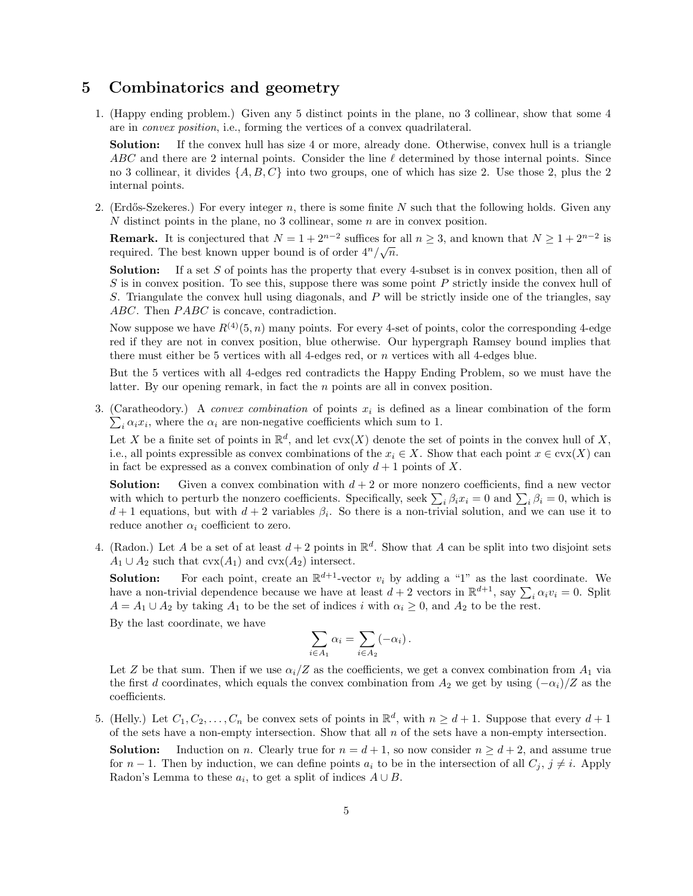# 5 Combinatorics and geometry

1. (Happy ending problem.) Given any 5 distinct points in the plane, no 3 collinear, show that some 4 are in *convex position*, i.e., forming the vertices of a convex quadrilateral.

   **Solution:** If the convex hull has size 4 or more, already done. Otherwise, convex hull is a triangle $ABC$ and there are 2 internal points. Consider the line $\ell$ determined by those internal points. Since no 3 collinear, it divides $\{A, B, C\}$ into two groups, one of which has size 2. Use those 2, plus the 2 internal points.

2. (Erdős-Szekeres.) For every integer $n$, there is some finite $N$ such that the following holds. Given any $N$ distinct points in the plane, no 3 collinear, some $n$ are in convex position.

   **Remark.** It is conjectured that $N = 1 + 2^{n-2}$ suffices for all $n \geq 3$, and known that $N \geq 1 + 2^{n-2}$ is required. The best known upper bound is of order $4^n/\sqrt{n}$.

   **Solution:** If a set $S$ of points has the property that every 4-subset is in convex position, then all of $S$ is in convex position. To see this, suppose there was some point $P$ strictly inside the convex hull of $S$. Triangulate the convex hull using diagonals, and $P$ will be strictly inside one of the triangles, say $ABC$. Then $PABC$ is concave, contradiction.

   Now suppose we have $R^{(4)}(5, n)$ many points. For every 4-set of points, color the corresponding 4-edge red if they are not in convex position, blue otherwise. Our hypergraph Ramsey bound implies that there must either be 5 vertices with all 4-edges red, or $n$ vertices with all 4-edges blue.

   But the 5 vertices with all 4-edges red contradicts the Happy Ending Problem, so we must have the latter. By our opening remark, in fact the $n$ points are all in convex position.

3. (Caratheodory.) A *convex combination* of points $x_i$ is defined as a linear combination of the form $\sum_i \alpha_i x_i$, where the $\alpha_i$ are non-negative coefficients which sum to 1.

   Let $X$ be a finite set of points in $\mathbb{R}^d$, and let $\text{cvx}(X)$ denote the set of points in the convex hull of $X$, i.e., all points expressible as convex combinations of the $x_i \in X$. Show that each point $x \in \text{cvx}(X)$ can in fact be expressed as a convex combination of only $d + 1$ points of $X$.

   **Solution:** Given a convex combination with $d + 2$ or more nonzero coefficients, find a new vector with which to perturb the nonzero coefficients. Specifically, seek $\sum_i \beta_i x_i = 0$ and $\sum_i \beta_i = 0$, which is $d + 1$ equations, but with $d + 2$ variables $\beta_i$. So there is a non-trivial solution, and we can use it to reduce another $\alpha_i$ coefficient to zero.

4. (Radon.) Let $A$ be a set of at least $d + 2$ points in $\mathbb{R}^d$. Show that $A$ can be split into two disjoint sets $A_1 \cup A_2$ such that $\text{cvx}(A_1)$ and $\text{cvx}(A_2)$ intersect.

   **Solution:** For each point, create an $\mathbb{R}^{d+1}$-vector $v_i$ by adding a "1" as the last coordinate. We have a non-trivial dependence because we have at least $d + 2$ vectors in $\mathbb{R}^{d+1}$, say $\sum_i \alpha_i v_i = 0$. Split $A = A_1 \cup A_2$ by taking $A_1$ to be the set of indices $i$ with $\alpha_i \geq 0$, and $A_2$ to be the rest.

   By the last coordinate, we have

   $$\sum_{i \in A_1} \alpha_i = \sum_{i \in A_2} (-\alpha_i) .$$

   Let $Z$ be that sum. Then if we use $\alpha_i/Z$ as the coefficients, we get a convex combination from $A_1$ via the first $d$ coordinates, which equals the convex combination from $A_2$ we get by using $(-\alpha_i)/Z$ as the coefficients.

5. (Helly.) Let $C_1, C_2, \ldots, C_n$ be convex sets of points in $\mathbb{R}^d$, with $n \geq d + 1$. Suppose that every $d + 1$ of the sets have a non-empty intersection. Show that all $n$ of the sets have a non-empty intersection.

   **Solution:** Induction on $n$. Clearly true for $n = d + 1$, so now consider $n \geq d + 2$, and assume true for $n - 1$. Then by induction, we can define points $a_i$ to be in the intersection of all $C_j$, $j \neq i$. Apply Radon's Lemma to these $a_i$, to get a split of indices $A \cup B$.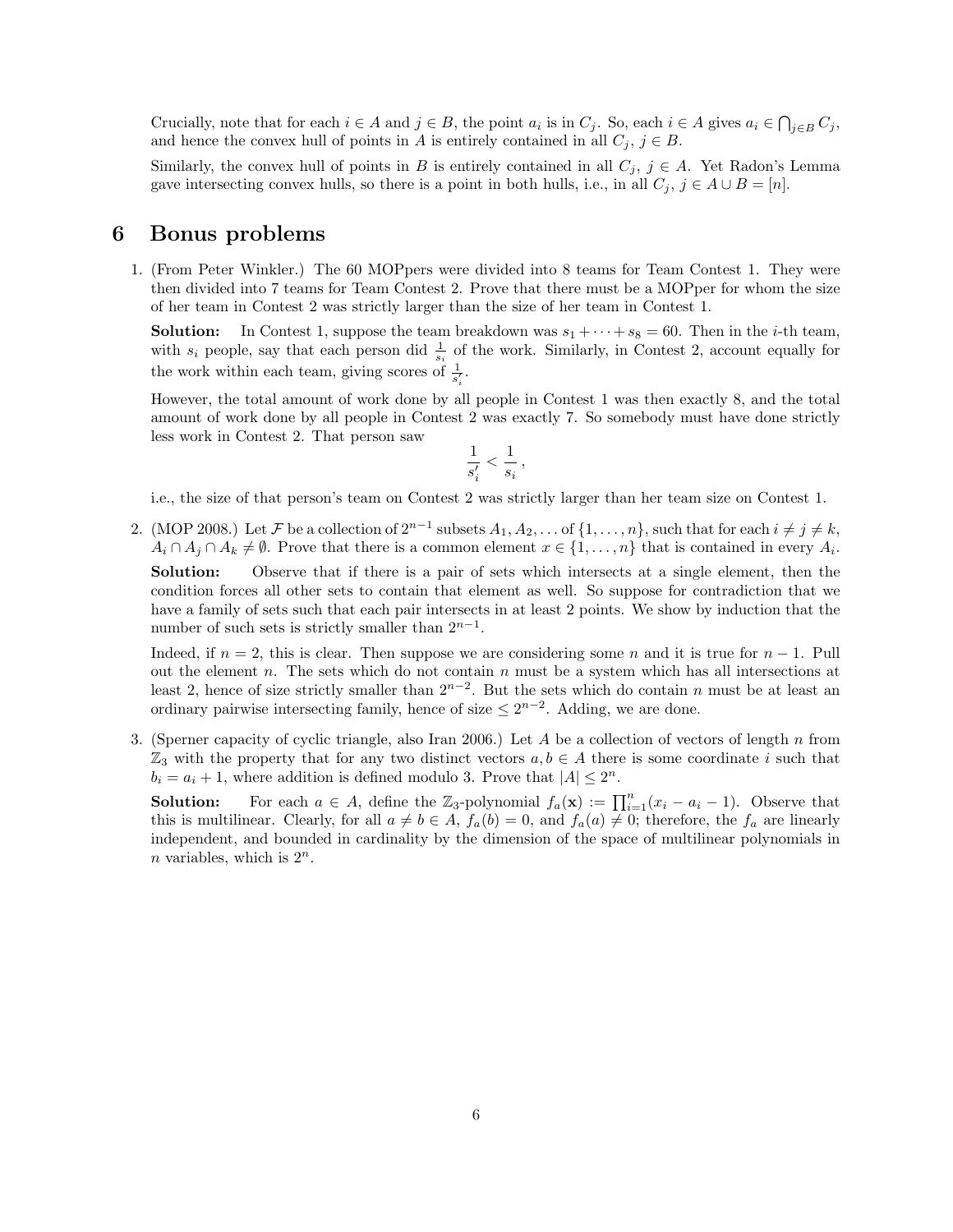Crucially, note that for each $i \in A$ and $j \in B$, the point $a_i$ is in $C_j$. So, each $i \in A$ gives $a_i \in \bigcap_{j \in B} C_j$, and hence the convex hull of points in $A$ is entirely contained in all $C_j$, $j \in B$.

Similarly, the convex hull of points in $B$ is entirely contained in all $C_j$, $j \in A$. Yet Radon's Lemma gave intersecting convex hulls, so there is a point in both hulls, i.e., in all $C_j$, $j \in A \cup B = [n]$.

# 6 Bonus problems

1. (From Peter Winkler.) The 60 MOPpers were divided into 8 teams for Team Contest 1. They were then divided into 7 teams for Team Contest 2. Prove that there must be a MOPper for whom the size of her team in Contest 2 was strictly larger than the size of her team in Contest 1.

   **Solution:** In Contest 1, suppose the team breakdown was $s_1 + \cdots + s_8 = 60$. Then in the $i$-th team, with $s_i$ people, say that each person did $\frac{1}{s_i}$ of the work. Similarly, in Contest 2, account equally for the work within each team, giving scores of $\frac{1}{s_i'}$.

   However, the total amount of work done by all people in Contest 1 was then exactly 8, and the total amount of work done by all people in Contest 2 was exactly 7. So somebody must have done strictly less work in Contest 2. That person saw
   $$\frac{1}{s_i'} < \frac{1}{s_i},$$
   i.e., the size of that person's team on Contest 2 was strictly larger than her team size on Contest 1.

2. (MOP 2008.) Let $\mathcal{F}$ be a collection of $2^{n-1}$ subsets $A_1, A_2, \ldots$ of $\{1, \ldots, n\}$, such that for each $i \neq j \neq k$, $A_i \cap A_j \cap A_k \neq \emptyset$. Prove that there is a common element $x \in \{1, \ldots, n\}$ that is contained in every $A_i$.

   **Solution:** Observe that if there is a pair of sets which intersects at a single element, then the condition forces all other sets to contain that element as well. So suppose for contradiction that we have a family of sets such that each pair intersects in at least 2 points. We show by induction that the number of such sets is strictly smaller than $2^{n-1}$.

   Indeed, if $n = 2$, this is clear. Then suppose we are considering some $n$ and it is true for $n - 1$. Pull out the element $n$. The sets which do not contain $n$ must be a system which has all intersections at least 2, hence of size strictly smaller than $2^{n-2}$. But the sets which do contain $n$ must be at least an ordinary pairwise intersecting family, hence of size $\leq 2^{n-2}$. Adding, we are done.

3. (Sperner capacity of cyclic triangle, also Iran 2006.) Let $A$ be a collection of vectors of length $n$ from $\mathbb{Z}_3$ with the property that for any two distinct vectors $a, b \in A$ there is some coordinate $i$ such that $b_i = a_i + 1$, where addition is defined modulo 3. Prove that $|A| \leq 2^n$.

   **Solution:** For each $a \in A$, define the $\mathbb{Z}_3$-polynomial $f_a(\mathbf{x}) := \prod_{i=1}^{n}(x_i - a_i - 1)$. Observe that this is multilinear. Clearly, for all $a \neq b \in A$, $f_a(b) = 0$, and $f_a(a) \neq 0$; therefore, the $f_a$ are linearly independent, and bounded in cardinality by the dimension of the space of multilinear polynomials in $n$ variables, which is $2^n$.